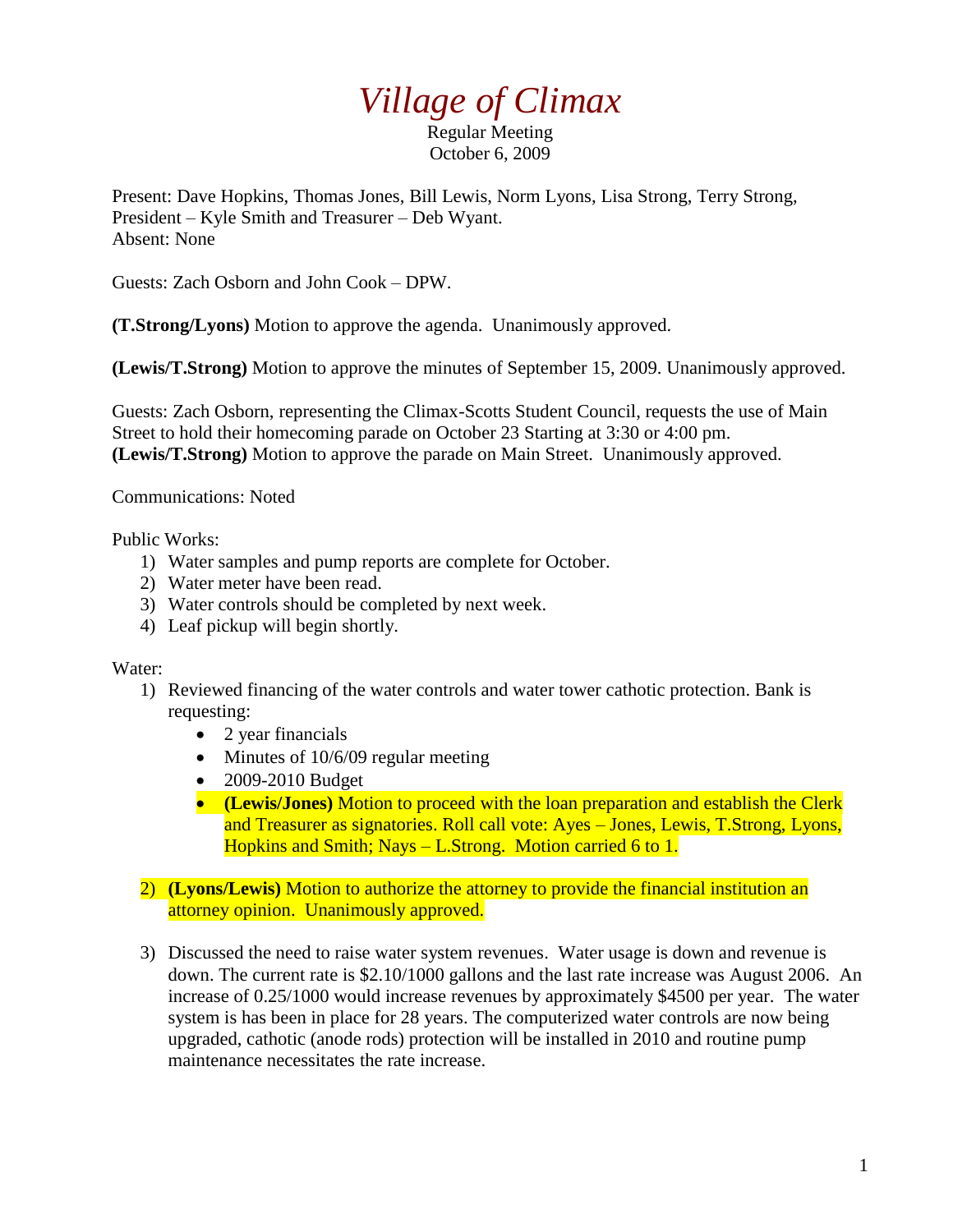# *Village of Climax*

Regular Meeting
October 6, 2009

Present: Dave Hopkins, Thomas Jones, Bill Lewis, Norm Lyons, Lisa Strong, Terry Strong, President – Kyle Smith and Treasurer – Deb Wyant.
Absent: None

Guests: Zach Osborn and John Cook – DPW.

**(T.Strong/Lyons)** Motion to approve the agenda. Unanimously approved.

**(Lewis/T.Strong)** Motion to approve the minutes of September 15, 2009. Unanimously approved.

Guests: Zach Osborn, representing the Climax-Scotts Student Council, requests the use of Main Street to hold their homecoming parade on October 23 Starting at 3:30 or 4:00 pm.
**(Lewis/T.Strong)** Motion to approve the parade on Main Street. Unanimously approved.

Communications: Noted

Public Works:

1) Water samples and pump reports are complete for October.
2) Water meter have been read.
3) Water controls should be completed by next week.
4) Leaf pickup will begin shortly.

Water:

1) Reviewed financing of the water controls and water tower cathotic protection. Bank is requesting:
   - 2 year financials
   - Minutes of 10/6/09 regular meeting
   - 2009-2010 Budget
   - **(Lewis/Jones)** Motion to proceed with the loan preparation and establish the Clerk and Treasurer as signatories. Roll call vote: Ayes – Jones, Lewis, T.Strong, Lyons, Hopkins and Smith; Nays – L.Strong. Motion carried 6 to 1.

2) **(Lyons/Lewis)** Motion to authorize the attorney to provide the financial institution an attorney opinion. Unanimously approved.

3) Discussed the need to raise water system revenues. Water usage is down and revenue is down. The current rate is $2.10/1000 gallons and the last rate increase was August 2006. An increase of 0.25/1000 would increase revenues by approximately $4500 per year. The water system is has been in place for 28 years. The computerized water controls are now being upgraded, cathotic (anode rods) protection will be installed in 2010 and routine pump maintenance necessitates the rate increase.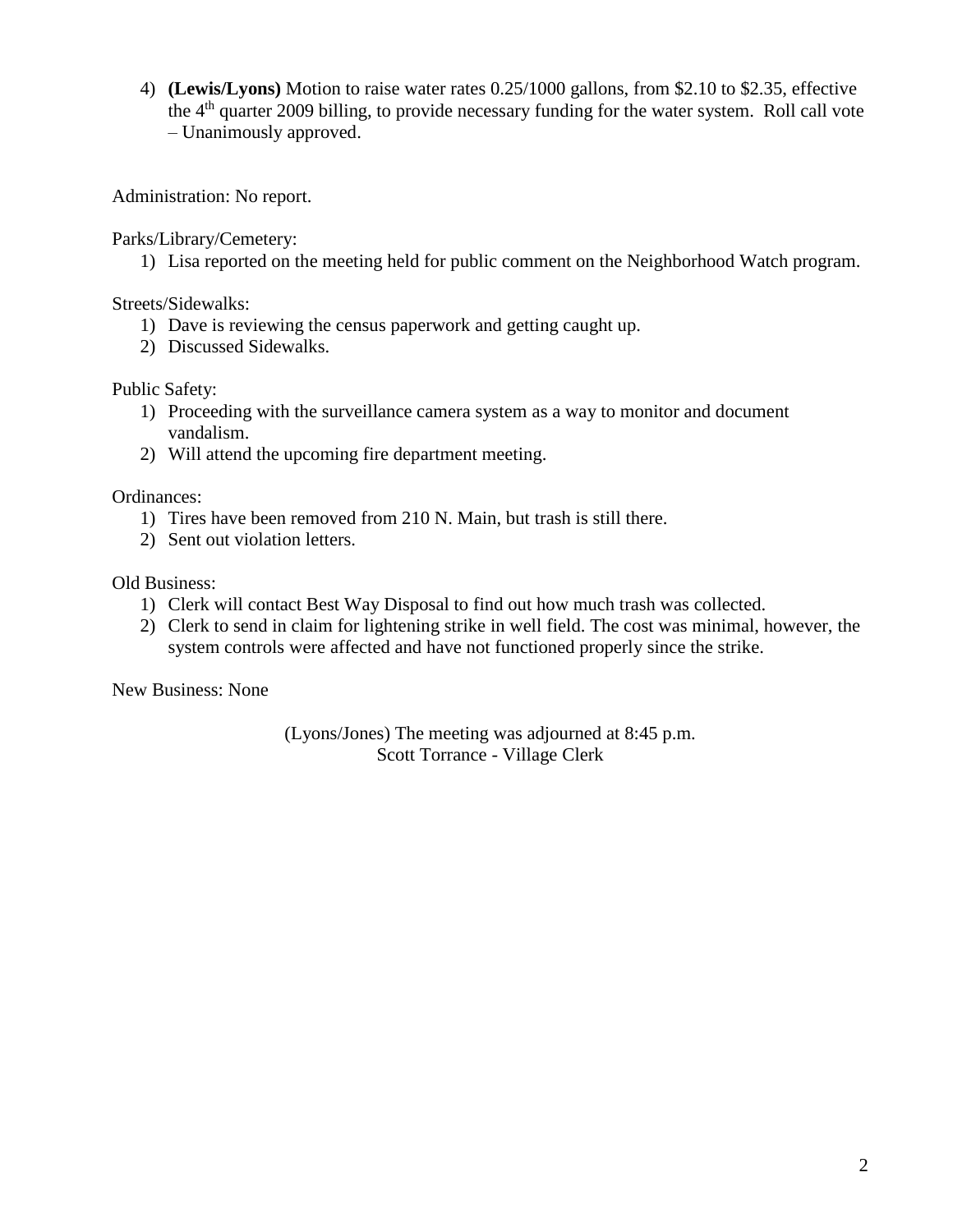4) **(Lewis/Lyons)** Motion to raise water rates 0.25/1000 gallons, from $2.10 to $2.35, effective the 4th quarter 2009 billing, to provide necessary funding for the water system. Roll call vote – Unanimously approved.

Administration: No report.

Parks/Library/Cemetery:

1) Lisa reported on the meeting held for public comment on the Neighborhood Watch program.

Streets/Sidewalks:

1) Dave is reviewing the census paperwork and getting caught up.
2) Discussed Sidewalks.

Public Safety:

1) Proceeding with the surveillance camera system as a way to monitor and document vandalism.
2) Will attend the upcoming fire department meeting.

Ordinances:

1) Tires have been removed from 210 N. Main, but trash is still there.
2) Sent out violation letters.

Old Business:

1) Clerk will contact Best Way Disposal to find out how much trash was collected.
2) Clerk to send in claim for lightening strike in well field. The cost was minimal, however, the system controls were affected and have not functioned properly since the strike.

New Business: None

(Lyons/Jones) The meeting was adjourned at 8:45 p.m.
Scott Torrance - Village Clerk